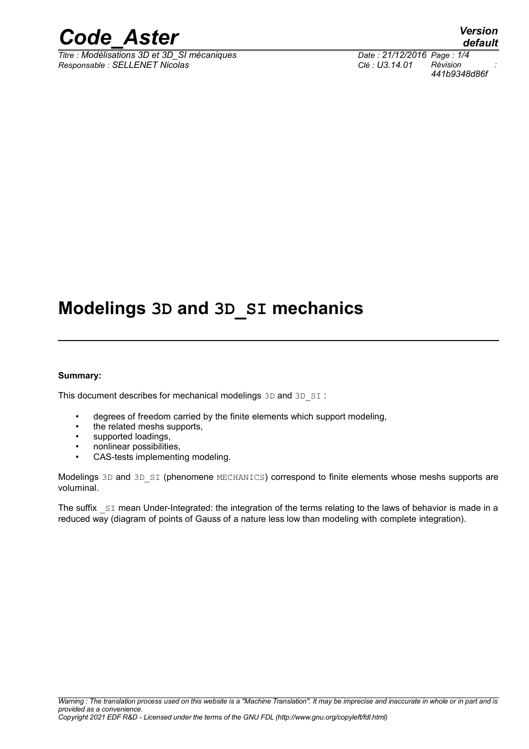# Modelings 3D and 3D_SI mechanics

**Summary:**

This document describes for mechanical modelings 3D and 3D_SI :

- degrees of freedom carried by the finite elements which support modeling,
- the related meshs supports,
- supported loadings,
- nonlinear possibilities,
- CAS-tests implementing modeling.

Modelings 3D and 3D_SI (phenomene MECHANICS) correspond to finite elements whose meshs supports are voluminal.

The suffix _SI mean Under-Integrated: the integration of the terms relating to the laws of behavior is made in a reduced way (diagram of points of Gauss of a nature less low than modeling with complete integration).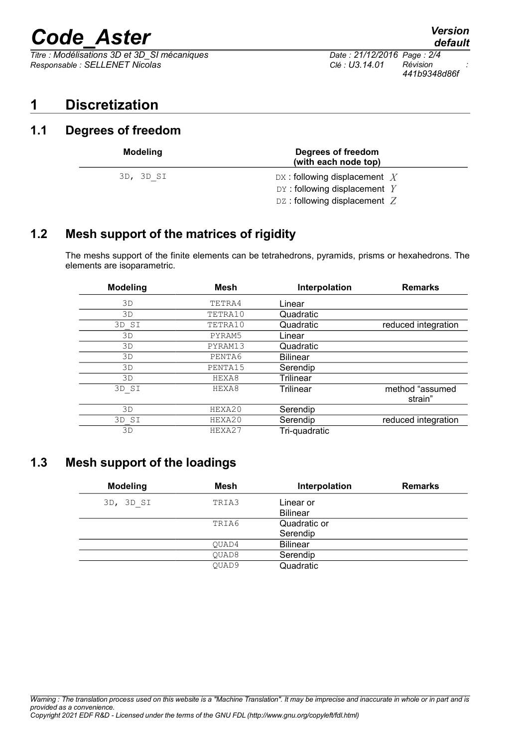# 1 Discretization

## 1.1 Degrees of freedom

| Modeling | Degrees of freedom (with each node top) |
|---|---|
| 3D, 3D_SI | DX : following displacement $X$<br>DY : following displacement $Y$<br>DZ : following displacement $Z$ |

## 1.2 Mesh support of the matrices of rigidity

The meshs support of the finite elements can be tetrahedrons, pyramids, prisms or hexahedrons. The elements are isoparametric.

| Modeling | Mesh | Interpolation | Remarks |
|---|---|---|---|
| 3D | TETRA4 | Linear | |
| 3D | TETRA10 | Quadratic | |
| 3D_SI | TETRA10 | Quadratic | reduced integration |
| 3D | PYRAM5 | Linear | |
| 3D | PYRAM13 | Quadratic | |
| 3D | PENTA6 | Bilinear | |
| 3D | PENTA15 | Serendip | |
| 3D | HEXA8 | Trilinear | |
| 3D_SI | HEXA8 | Trilinear | method “assumed strain” |
| 3D | HEXA20 | Serendip | |
| 3D_SI | HEXA20 | Serendip | reduced integration |
| 3D | HEXA27 | Tri-quadratic | |

## 1.3 Mesh support of the loadings

| Modeling | Mesh | Interpolation | Remarks |
|---|---|---|---|
| 3D, 3D_SI | TRIA3 | Linear or Bilinear | |
| | TRIA6 | Quadratic or Serendip | |
| | QUAD4 | Bilinear | |
| | QUAD8 | Serendip | |
| | QUAD9 | Quadratic | |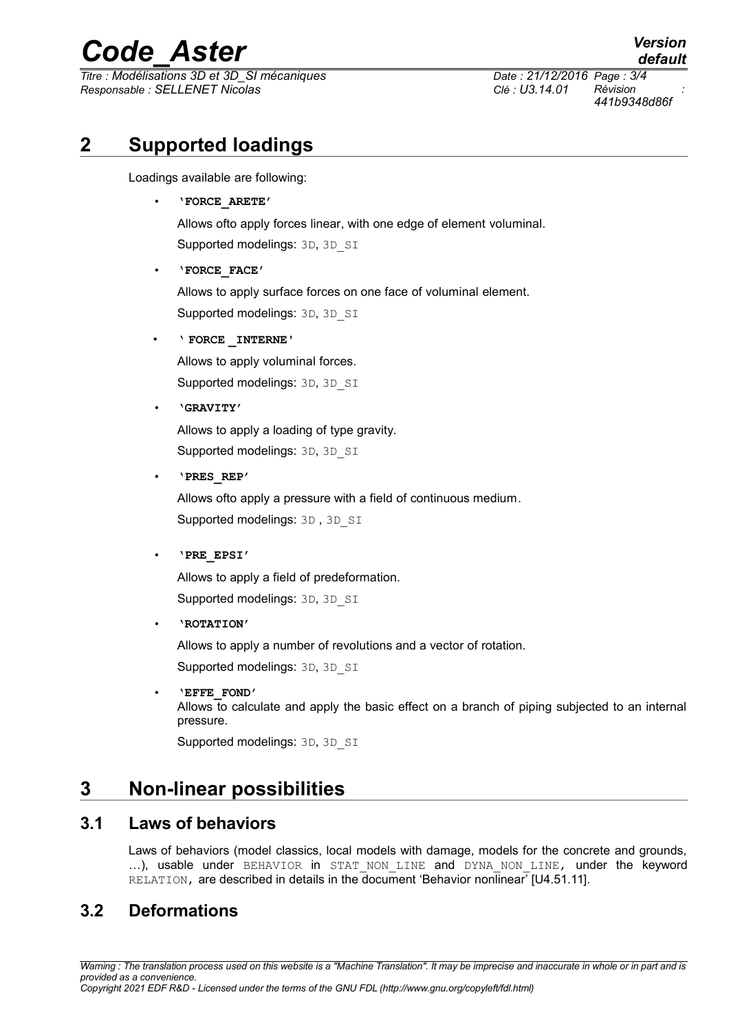# 2 Supported loadings

Loadings available are following:

- **'FORCE_ARETE'**

  Allows ofto apply forces linear, with one edge of element voluminal.

  Supported modelings: 3D, 3D_SI

- **'FORCE_FACE'**

  Allows to apply surface forces on one face of voluminal element.

  Supported modelings: 3D, 3D_SI

- **' FORCE _INTERNE'**

  Allows to apply voluminal forces.

  Supported modelings: 3D, 3D_SI

- **'GRAVITY'**

  Allows to apply a loading of type gravity.

  Supported modelings: 3D, 3D_SI

- **'PRES_REP'**

  Allows ofto apply a pressure with a field of continuous medium.

  Supported modelings: 3D , 3D_SI

- **'PRE_EPSI'**

  Allows to apply a field of predeformation.

  Supported modelings: 3D, 3D_SI

- **'ROTATION'**

  Allows to apply a number of revolutions and a vector of rotation.

  Supported modelings: 3D, 3D_SI

- **'EFFE_FOND'**

  Allows to calculate and apply the basic effect on a branch of piping subjected to an internal pressure.

  Supported modelings: 3D, 3D_SI

# 3 Non-linear possibilities

## 3.1 Laws of behaviors

Laws of behaviors (model classics, local models with damage, models for the concrete and grounds, …), usable under BEHAVIOR in STAT_NON_LINE and DYNA_NON_LINE, under the keyword RELATION, are described in details in the document 'Behavior nonlinear' [U4.51.11].

## 3.2 Deformations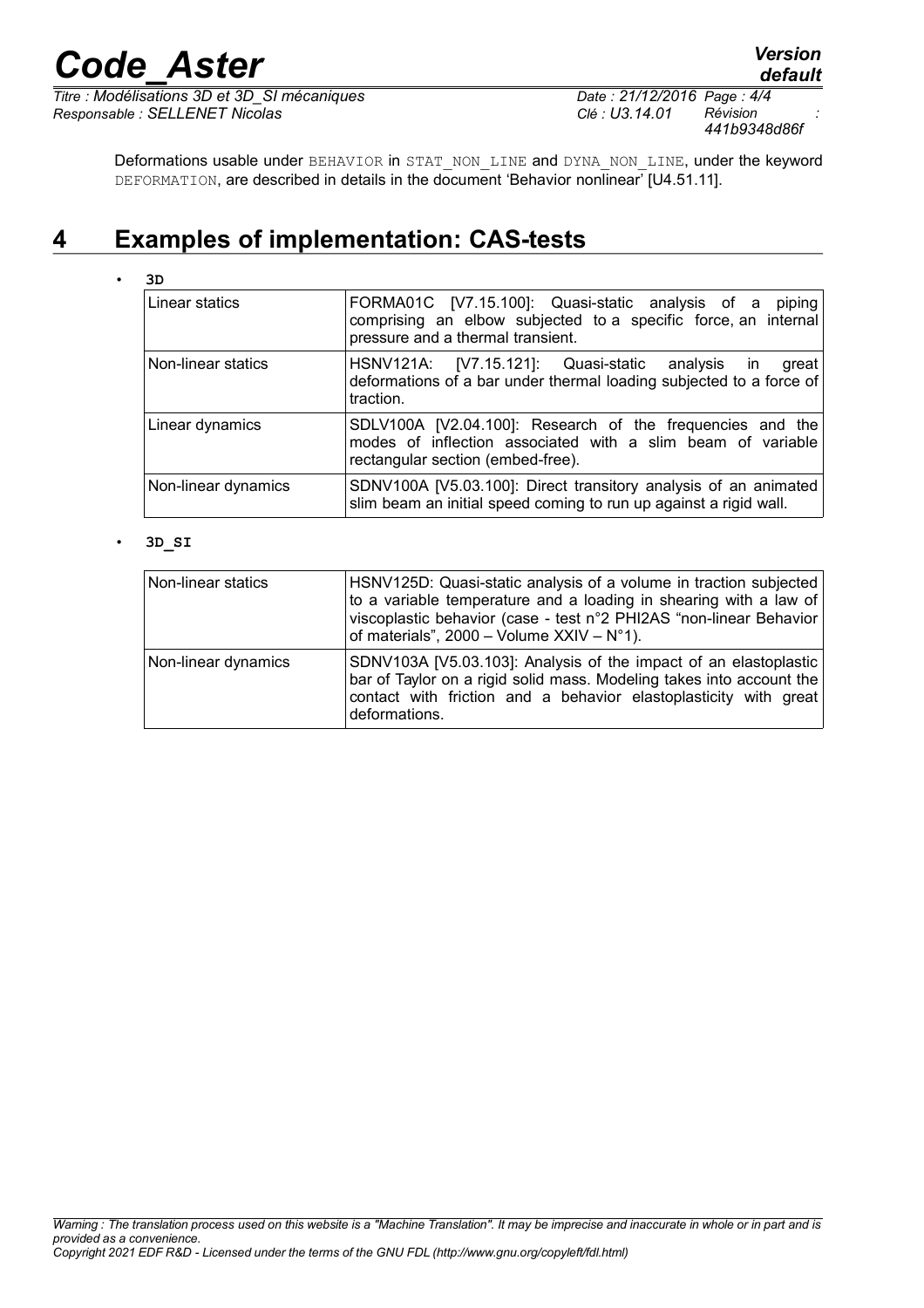Deformations usable under BEHAVIOR in STAT_NON_LINE and DYNA_NON_LINE, under the keyword DEFORMATION, are described in details in the document 'Behavior nonlinear' [U4.51.11].

# 4 Examples of implementation: CAS-tests

- **3D**

| | |
|---|---|
| Linear statics | FORMA01C [V7.15.100]: Quasi-static analysis of a piping comprising an elbow subjected to a specific force, an internal pressure and a thermal transient. |
| Non-linear statics | HSNV121A: [V7.15.121]: Quasi-static analysis in great deformations of a bar under thermal loading subjected to a force of traction. |
| Linear dynamics | SDLV100A [V2.04.100]: Research of the frequencies and the modes of inflection associated with a slim beam of variable rectangular section (embed-free). |
| Non-linear dynamics | SDNV100A [V5.03.100]: Direct transitory analysis of an animated slim beam an initial speed coming to run up against a rigid wall. |

- **3D_SI**

| | |
|---|---|
| Non-linear statics | HSNV125D: Quasi-static analysis of a volume in traction subjected to a variable temperature and a loading in shearing with a law of viscoplastic behavior (case - test n°2 PHI2AS "non-linear Behavior of materials", 2000 – Volume XXIV – N°1). |
| Non-linear dynamics | SDNV103A [V5.03.103]: Analysis of the impact of an elastoplastic bar of Taylor on a rigid solid mass. Modeling takes into account the contact with friction and a behavior elastoplasticity with great deformations. |